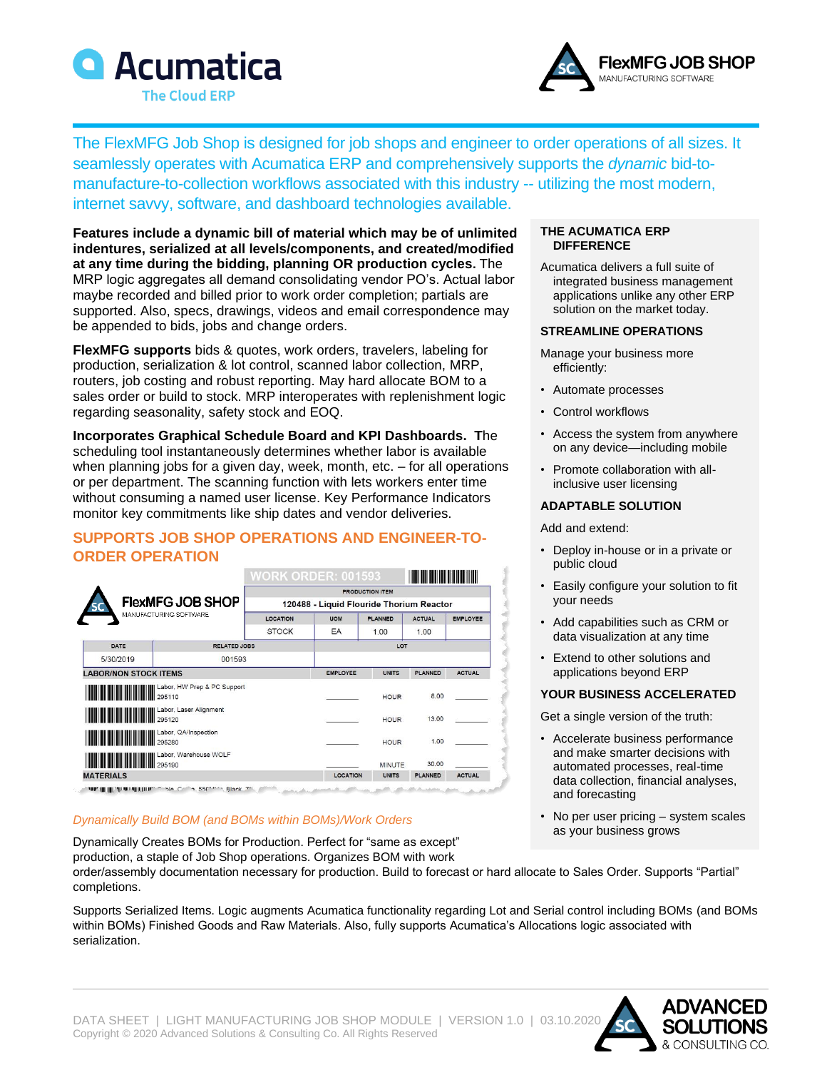The FlexMFG Job Shop is designed for job shops and engineer to order operations of all sizes. It seamlessly operates with Acumatica ERP and comprehensively supports the *dynamic* bid-to-manufacture-to-collection workflows associated with this industry -- utilizing the most modern, internet savvy, software, and dashboard technologies available.

**Features include a dynamic bill of material which may be of unlimited indentures, serialized at all levels/components, and created/modified at any time during the bidding, planning OR production cycles.** The MRP logic aggregates all demand consolidating vendor PO's. Actual labor maybe recorded and billed prior to work order completion; partials are supported. Also, specs, drawings, videos and email correspondence may be appended to bids, jobs and change orders.

**FlexMFG supports** bids & quotes, work orders, travelers, labeling for production, serialization & lot control, scanned labor collection, MRP, routers, job costing and robust reporting. May hard allocate BOM to a sales order or build to stock. MRP interoperates with replenishment logic regarding seasonality, safety stock and EOQ.

**Incorporates Graphical Schedule Board and KPI Dashboards. T**he scheduling tool instantaneously determines whether labor is available when planning jobs for a given day, week, month, etc. – for all operations or per department. The scanning function with lets workers enter time without consuming a named user license. Key Performance Indicators monitor key commitments like ship dates and vendor deliveries.

## SUPPORTS JOB SHOP OPERATIONS AND ENGINEER-TO-ORDER OPERATION

*Dynamically Build BOM (and BOMs within BOMs)/Work Orders*

Dynamically Creates BOMs for Production. Perfect for "same as except" production, a staple of Job Shop operations. Organizes BOM with work order/assembly documentation necessary for production. Build to forecast or hard allocate to Sales Order. Supports "Partial" completions.

Supports Serialized Items. Logic augments Acumatica functionality regarding Lot and Serial control including BOMs (and BOMs within BOMs) Finished Goods and Raw Materials. Also, fully supports Acumatica's Allocations logic associated with serialization.

### THE ACUMATICA ERP DIFFERENCE

Acumatica delivers a full suite of integrated business management applications unlike any other ERP solution on the market today.

### STREAMLINE OPERATIONS

Manage your business more efficiently:

- Automate processes
- Control workflows
- Access the system from anywhere on any device—including mobile
- Promote collaboration with all-inclusive user licensing

### ADAPTABLE SOLUTION

Add and extend:

- Deploy in-house or in a private or public cloud
- Easily configure your solution to fit your needs
- Add capabilities such as CRM or data visualization at any time
- Extend to other solutions and applications beyond ERP

### YOUR BUSINESS ACCELERATED

Get a single version of the truth:

- Accelerate business performance and make smarter decisions with automated processes, real-time data collection, financial analyses, and forecasting
- No per user pricing – system scales as your business grows

DATA SHEET | LIGHT MANUFACTURING JOB SHOP MODULE | VERSION 1.0 | 03.10.2020
Copyright © 2020 Advanced Solutions & Consulting Co. All Rights Reserved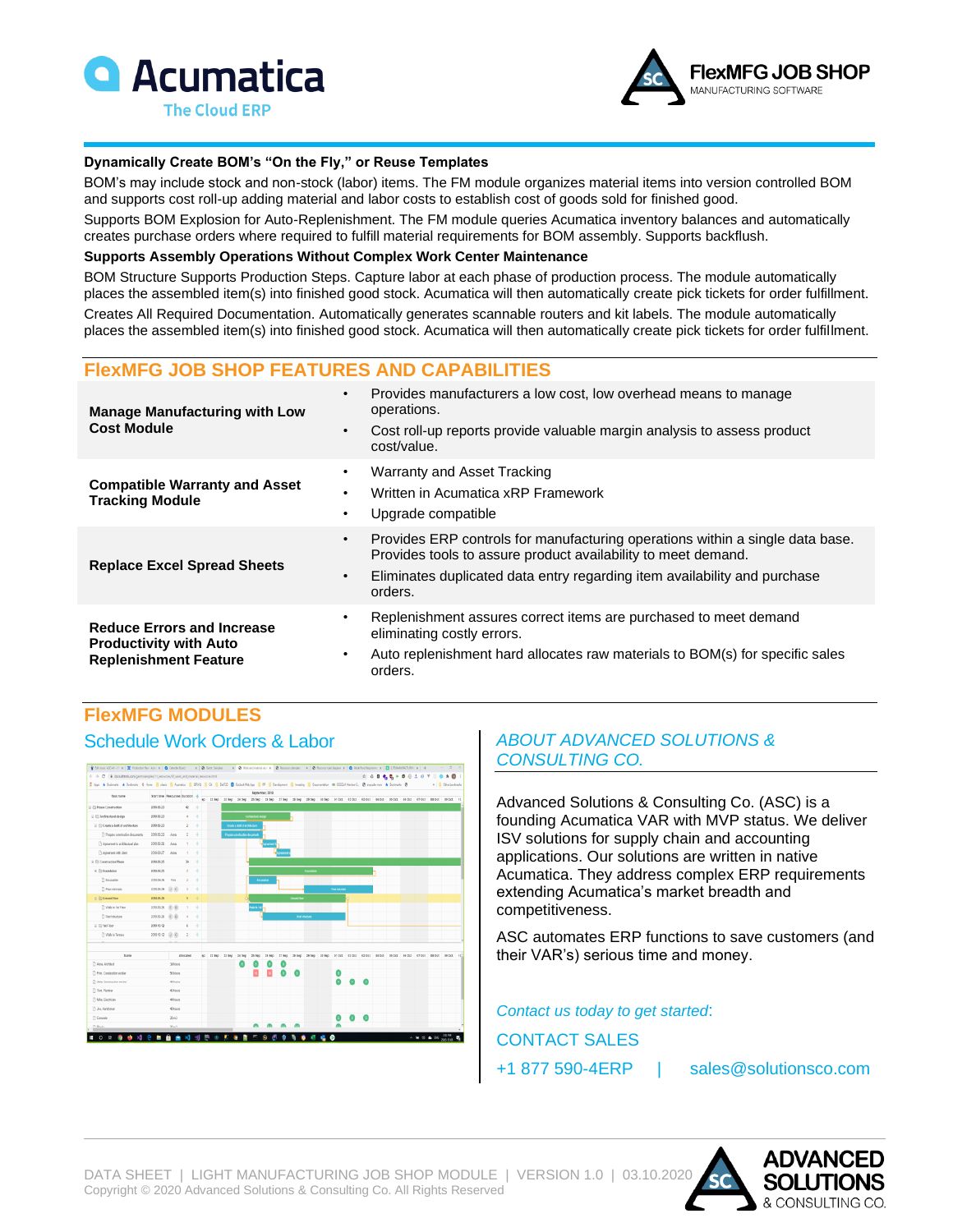**Dynamically Create BOM's "On the Fly," or Reuse Templates**

BOM's may include stock and non-stock (labor) items. The FM module organizes material items into version controlled BOM and supports cost roll-up adding material and labor costs to establish cost of goods sold for finished good.

Supports BOM Explosion for Auto-Replenishment. The FM module queries Acumatica inventory balances and automatically creates purchase orders where required to fulfill material requirements for BOM assembly. Supports backflush.

**Supports Assembly Operations Without Complex Work Center Maintenance**

BOM Structure Supports Production Steps. Capture labor at each phase of production process. The module automatically places the assembled item(s) into finished good stock. Acumatica will then automatically create pick tickets for order fulfillment.

Creates All Required Documentation. Automatically generates scannable routers and kit labels. The module automatically places the assembled item(s) into finished good stock. Acumatica will then automatically create pick tickets for order fulfillment.

## FlexMFG JOB SHOP FEATURES AND CAPABILITIES

| | |
|---|---|
| **Manage Manufacturing with Low Cost Module** | • Provides manufacturers a low cost, low overhead means to manage operations.<br>• Cost roll-up reports provide valuable margin analysis to assess product cost/value. |
| **Compatible Warranty and Asset Tracking Module** | • Warranty and Asset Tracking<br>• Written in Acumatica xRP Framework<br>• Upgrade compatible |
| **Replace Excel Spread Sheets** | • Provides ERP controls for manufacturing operations within a single data base. Provides tools to assure product availability to meet demand.<br>• Eliminates duplicated data entry regarding item availability and purchase orders. |
| **Reduce Errors and Increase Productivity with Auto Replenishment Feature** | • Replenishment assures correct items are purchased to meet demand eliminating costly errors.<br>• Auto replenishment hard allocates raw materials to BOM(s) for specific sales orders. |

## FlexMFG MODULES

### Schedule Work Orders & Labor

### *ABOUT ADVANCED SOLUTIONS & CONSULTING CO.*

Advanced Solutions & Consulting Co. (ASC) is a founding Acumatica VAR with MVP status. We deliver ISV solutions for supply chain and accounting applications. Our solutions are written in native Acumatica. They address complex ERP requirements extending Acumatica's market breadth and competitiveness.

ASC automates ERP functions to save customers (and their VAR's) serious time and money.

*Contact us today to get started*:

CONTACT SALES

+1 877 590-4ERP | sales@solutionsco.com

DATA SHEET | LIGHT MANUFACTURING JOB SHOP MODULE | VERSION 1.0 | 03.10.2020
Copyright © 2020 Advanced Solutions & Consulting Co. All Rights Reserved